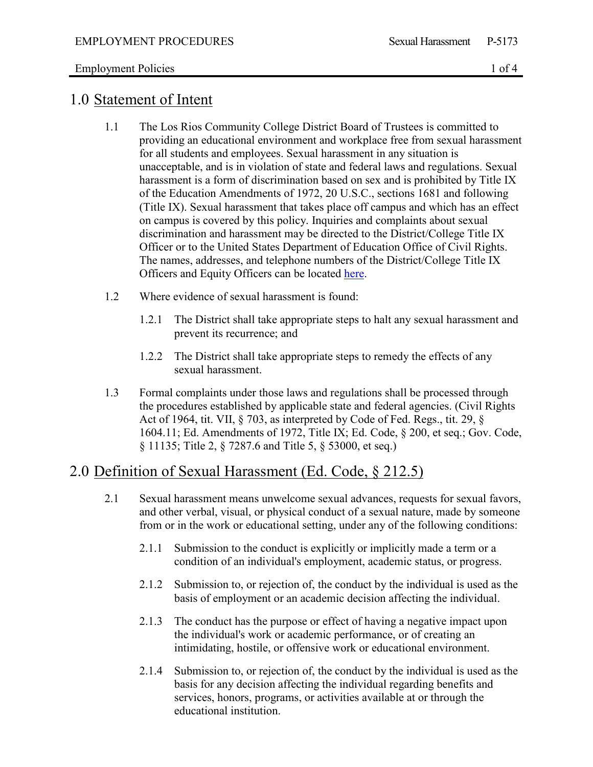## 1.0 Statement of Intent

1.1 The Los Rios Community College District Board of Trustees is committed to providing an educational environment and workplace free from sexual harassment for all students and employees. Sexual harassment in any situation is unacceptable, and is in violation of state and federal laws and regulations. Sexual harassment is a form of discrimination based on sex and is prohibited by Title IX of the Education Amendments of 1972, 20 U.S.C., sections 1681 and following (Title IX). Sexual harassment that takes place off campus and which has an effect on campus is covered by this policy. Inquiries and complaints about sexual discrimination and harassment may be directed to the District/College Title IX Officer or to the United States Department of Education Office of Civil Rights. The names, addresses, and telephone numbers of the District/College Title IX Officers and Equity Officers can be located here.

1.2 Where evidence of sexual harassment is found:

1.2.1 The District shall take appropriate steps to halt any sexual harassment and prevent its recurrence; and

1.2.2 The District shall take appropriate steps to remedy the effects of any sexual harassment.

1.3 Formal complaints under those laws and regulations shall be processed through the procedures established by applicable state and federal agencies. (Civil Rights Act of 1964, tit. VII, § 703, as interpreted by Code of Fed. Regs., tit. 29, § 1604.11; Ed. Amendments of 1972, Title IX; Ed. Code, § 200, et seq.; Gov. Code, § 11135; Title 2, § 7287.6 and Title 5, § 53000, et seq.)

## 2.0 Definition of Sexual Harassment (Ed. Code, § 212.5)

2.1 Sexual harassment means unwelcome sexual advances, requests for sexual favors, and other verbal, visual, or physical conduct of a sexual nature, made by someone from or in the work or educational setting, under any of the following conditions:

2.1.1 Submission to the conduct is explicitly or implicitly made a term or a condition of an individual's employment, academic status, or progress.

2.1.2 Submission to, or rejection of, the conduct by the individual is used as the basis of employment or an academic decision affecting the individual.

2.1.3 The conduct has the purpose or effect of having a negative impact upon the individual's work or academic performance, or of creating an intimidating, hostile, or offensive work or educational environment.

2.1.4 Submission to, or rejection of, the conduct by the individual is used as the basis for any decision affecting the individual regarding benefits and services, honors, programs, or activities available at or through the educational institution.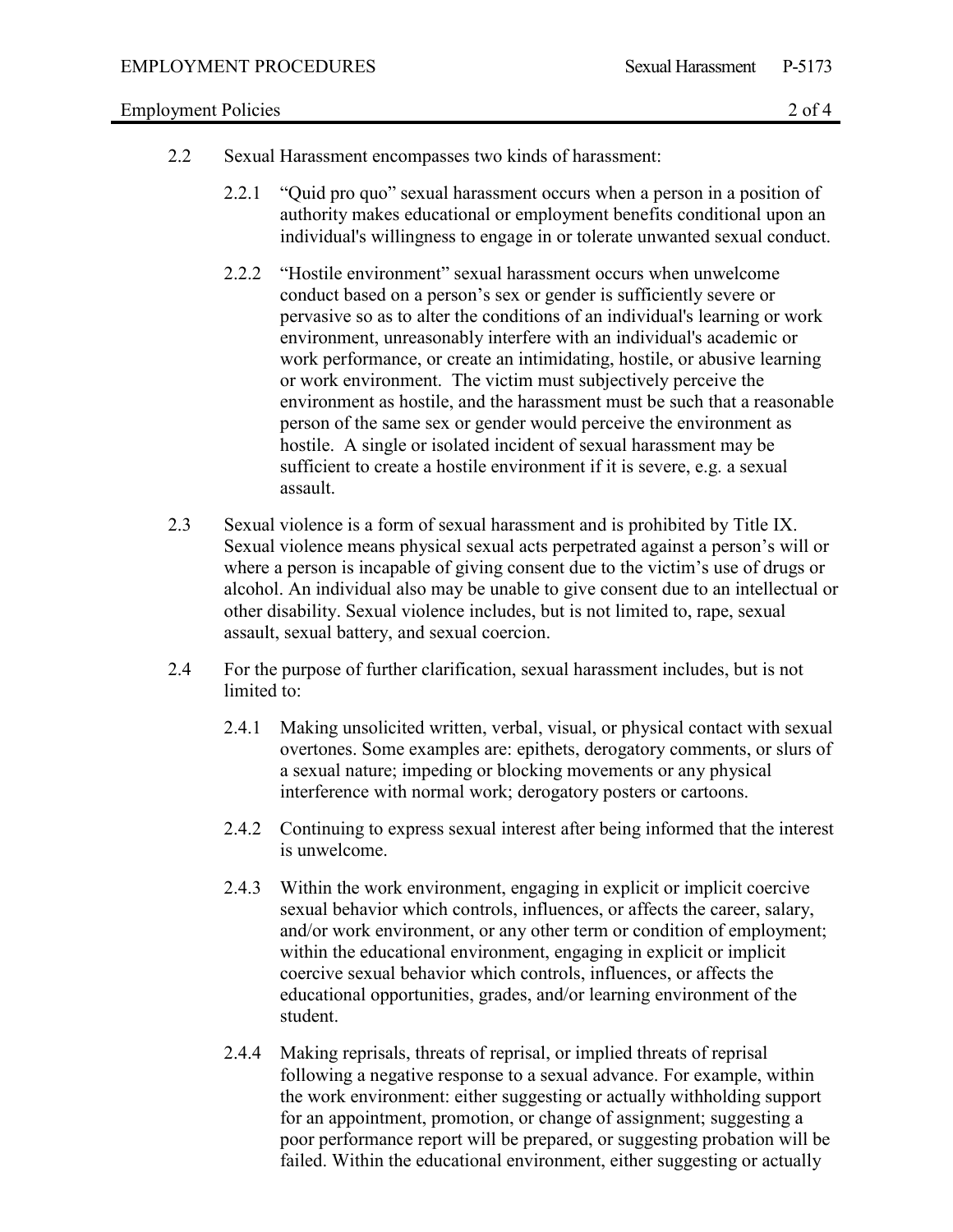2.2 Sexual Harassment encompasses two kinds of harassment:

2.2.1 "Quid pro quo" sexual harassment occurs when a person in a position of authority makes educational or employment benefits conditional upon an individual's willingness to engage in or tolerate unwanted sexual conduct.

2.2.2 "Hostile environment" sexual harassment occurs when unwelcome conduct based on a person's sex or gender is sufficiently severe or pervasive so as to alter the conditions of an individual's learning or work environment, unreasonably interfere with an individual's academic or work performance, or create an intimidating, hostile, or abusive learning or work environment. The victim must subjectively perceive the environment as hostile, and the harassment must be such that a reasonable person of the same sex or gender would perceive the environment as hostile. A single or isolated incident of sexual harassment may be sufficient to create a hostile environment if it is severe, e.g. a sexual assault.

2.3 Sexual violence is a form of sexual harassment and is prohibited by Title IX. Sexual violence means physical sexual acts perpetrated against a person's will or where a person is incapable of giving consent due to the victim's use of drugs or alcohol. An individual also may be unable to give consent due to an intellectual or other disability. Sexual violence includes, but is not limited to, rape, sexual assault, sexual battery, and sexual coercion.

2.4 For the purpose of further clarification, sexual harassment includes, but is not limited to:

2.4.1 Making unsolicited written, verbal, visual, or physical contact with sexual overtones. Some examples are: epithets, derogatory comments, or slurs of a sexual nature; impeding or blocking movements or any physical interference with normal work; derogatory posters or cartoons.

2.4.2 Continuing to express sexual interest after being informed that the interest is unwelcome.

2.4.3 Within the work environment, engaging in explicit or implicit coercive sexual behavior which controls, influences, or affects the career, salary, and/or work environment, or any other term or condition of employment; within the educational environment, engaging in explicit or implicit coercive sexual behavior which controls, influences, or affects the educational opportunities, grades, and/or learning environment of the student.

2.4.4 Making reprisals, threats of reprisal, or implied threats of reprisal following a negative response to a sexual advance. For example, within the work environment: either suggesting or actually withholding support for an appointment, promotion, or change of assignment; suggesting a poor performance report will be prepared, or suggesting probation will be failed. Within the educational environment, either suggesting or actually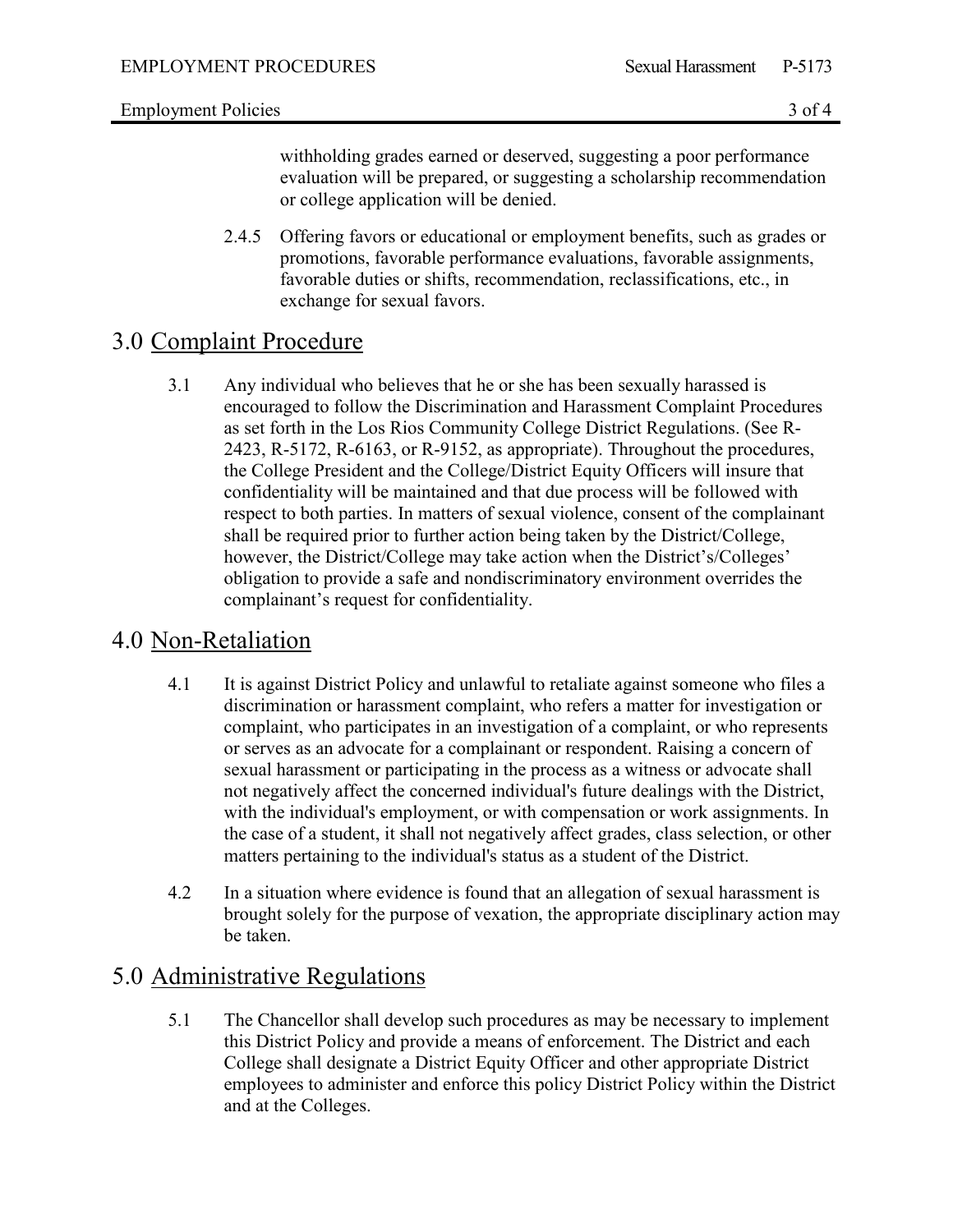withholding grades earned or deserved, suggesting a poor performance evaluation will be prepared, or suggesting a scholarship recommendation or college application will be denied.

2.4.5 Offering favors or educational or employment benefits, such as grades or promotions, favorable performance evaluations, favorable assignments, favorable duties or shifts, recommendation, reclassifications, etc., in exchange for sexual favors.

## 3.0 Complaint Procedure

3.1 Any individual who believes that he or she has been sexually harassed is encouraged to follow the Discrimination and Harassment Complaint Procedures as set forth in the Los Rios Community College District Regulations. (See R-2423, R-5172, R-6163, or R-9152, as appropriate). Throughout the procedures, the College President and the College/District Equity Officers will insure that confidentiality will be maintained and that due process will be followed with respect to both parties. In matters of sexual violence, consent of the complainant shall be required prior to further action being taken by the District/College, however, the District/College may take action when the District's/Colleges' obligation to provide a safe and nondiscriminatory environment overrides the complainant's request for confidentiality.

## 4.0 Non-Retaliation

4.1 It is against District Policy and unlawful to retaliate against someone who files a discrimination or harassment complaint, who refers a matter for investigation or complaint, who participates in an investigation of a complaint, or who represents or serves as an advocate for a complainant or respondent. Raising a concern of sexual harassment or participating in the process as a witness or advocate shall not negatively affect the concerned individual's future dealings with the District, with the individual's employment, or with compensation or work assignments. In the case of a student, it shall not negatively affect grades, class selection, or other matters pertaining to the individual's status as a student of the District.

4.2 In a situation where evidence is found that an allegation of sexual harassment is brought solely for the purpose of vexation, the appropriate disciplinary action may be taken.

## 5.0 Administrative Regulations

5.1 The Chancellor shall develop such procedures as may be necessary to implement this District Policy and provide a means of enforcement. The District and each College shall designate a District Equity Officer and other appropriate District employees to administer and enforce this policy District Policy within the District and at the Colleges.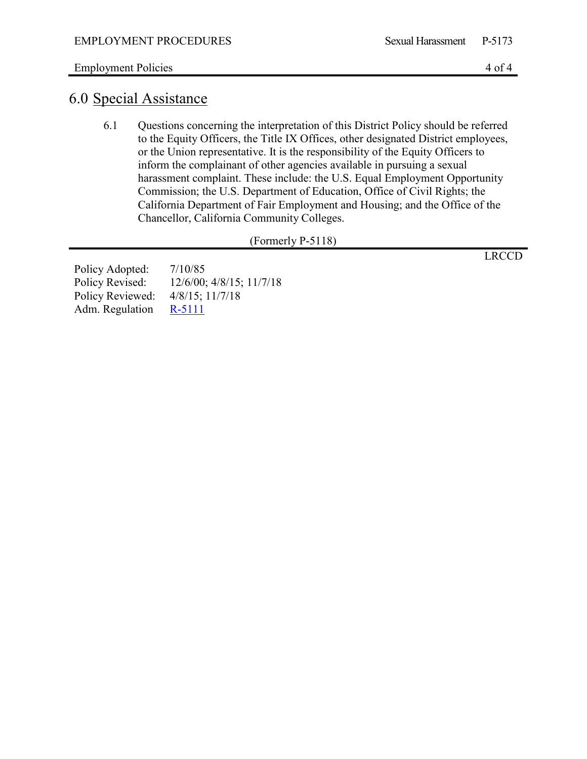## 6.0 Special Assistance

6.1 Questions concerning the interpretation of this District Policy should be referred to the Equity Officers, the Title IX Offices, other designated District employees, or the Union representative. It is the responsibility of the Equity Officers to inform the complainant of other agencies available in pursuing a sexual harassment complaint. These include: the U.S. Equal Employment Opportunity Commission; the U.S. Department of Education, Office of Civil Rights; the California Department of Fair Employment and Housing; and the Office of the Chancellor, California Community Colleges.

(Formerly P-5118)

LRCCD

| | |
|---|---|
| Policy Adopted: | 7/10/85 |
| Policy Revised: | 12/6/00; 4/8/15; 11/7/18 |
| Policy Reviewed: | 4/8/15; 11/7/18 |
| Adm. Regulation | R-5111 |